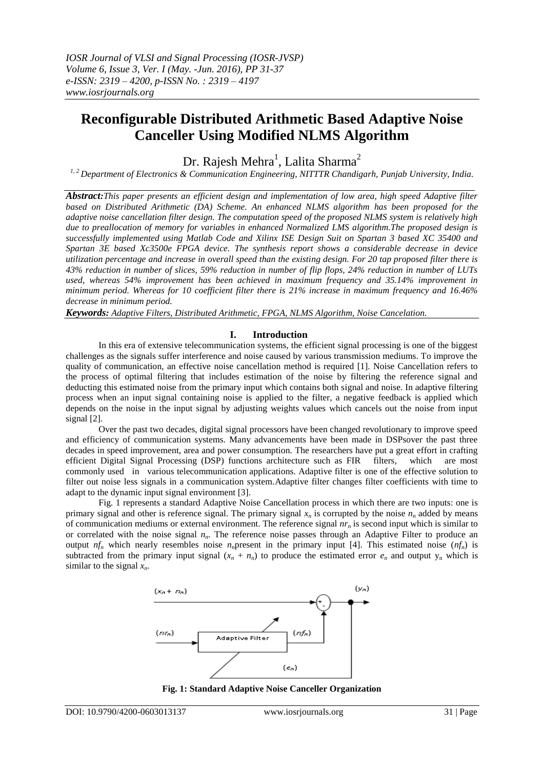# Reconfigurable Distributed Arithmetic Based Adaptive Noise Canceller Using Modified NLMS Algorithm

Dr. Rajesh Mehra[1], Lalita Sharma[2]

[1, 2] *Department of Electronics & Communication Engineering, NITTTR Chandigarh, Punjab University, India.*

***Abstract:*** *This paper presents an efficient design and implementation of low area, high speed Adaptive filter based on Distributed Arithmetic (DA) Scheme. An enhanced NLMS algorithm has been proposed for the adaptive noise cancellation filter design. The computation speed of the proposed NLMS system is relatively high due to preallocation of memory for variables in enhanced Normalized LMS algorithm.The proposed design is successfully implemented using Matlab Code and Xilinx ISE Design Suit on Spartan 3 based XC 35400 and Spartan 3E based Xc3500e FPGA device. The synthesis report shows a considerable decrease in device utilization percentage and increase in overall speed than the existing design. For 20 tap proposed filter there is 43% reduction in number of slices, 59% reduction in number of flip flops, 24% reduction in number of LUTs used, whereas 54% improvement has been achieved in maximum frequency and 35.14% improvement in minimum period. Whereas for 10 coefficient filter there is 21% increase in maximum frequency and 16.46% decrease in minimum period.*

***Keywords:*** *Adaptive Filters, Distributed Arithmetic, FPGA, NLMS Algorithm, Noise Cancelation.*

## I. Introduction

In this era of extensive telecommunication systems, the efficient signal processing is one of the biggest challenges as the signals suffer interference and noise caused by various transmission mediums. To improve the quality of communication, an effective noise cancellation method is required [1]. Noise Cancellation refers to the process of optimal filtering that includes estimation of the noise by filtering the reference signal and deducting this estimated noise from the primary input which contains both signal and noise. In adaptive filtering process when an input signal containing noise is applied to the filter, a negative feedback is applied which depends on the noise in the input signal by adjusting weights values which cancels out the noise from input signal [2].

Over the past two decades, digital signal processors have been changed revolutionary to improve speed and efficiency of communication systems. Many advancements have been made in DSPsover the past three decades in speed improvement, area and power consumption. The researchers have put a great effort in crafting efficient Digital Signal Processing (DSP) functions architecture such as FIR filters, which are most commonly used in various telecommunication applications. Adaptive filter is one of the effective solution to filter out noise less signals in a communication system.Adaptive filter changes filter coefficients with time to adapt to the dynamic input signal environment [3].

Fig. 1 represents a standard Adaptive Noise Cancellation process in which there are two inputs: one is primary signal and other is reference signal. The primary signal $x_n$ is corrupted by the noise $n_n$ added by means of communication mediums or external environment. The reference signal $nr_n$ is second input which is similar to or correlated with the noise signal $n_n$. The reference noise passes through an Adaptive Filter to produce an output $nf_n$ which nearly resembles noise $n_n$present in the primary input [4]. This estimated noise ($nf_n$) is subtracted from the primary input signal ($x_n + n_n$) to produce the estimated error $e_n$ and output $y_n$ which is similar to the signal $x_n$.

**Fig. 1: Standard Adaptive Noise Canceller Organization**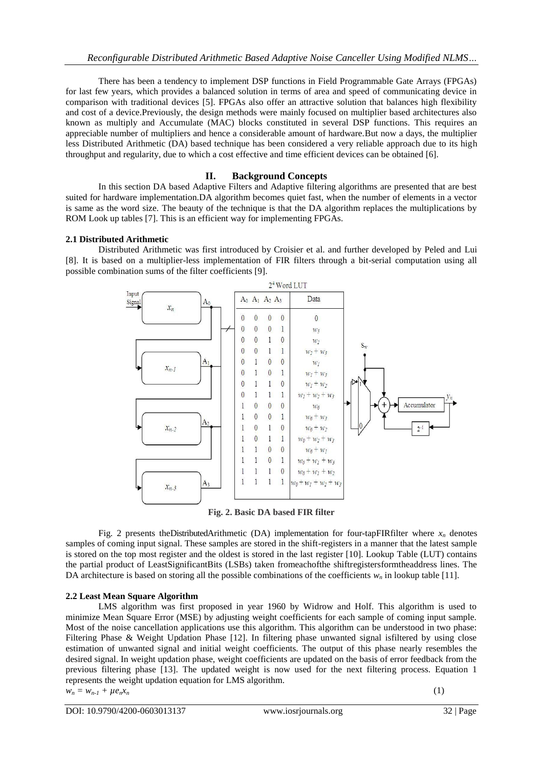There has been a tendency to implement DSP functions in Field Programmable Gate Arrays (FPGAs) for last few years, which provides a balanced solution in terms of area and speed of communicating device in comparison with traditional devices [5]. FPGAs also offer an attractive solution that balances high flexibility and cost of a device.Previously, the design methods were mainly focused on multiplier based architectures also known as multiply and Accumulate (MAC) blocks constituted in several DSP functions. This requires an appreciable number of multipliers and hence a considerable amount of hardware.But now a days, the multiplier less Distributed Arithmetic (DA) based technique has been considered a very reliable approach due to its high throughput and regularity, due to which a cost effective and time efficient devices can be obtained [6].

## II. Background Concepts

In this section DA based Adaptive Filters and Adaptive filtering algorithms are presented that are best suited for hardware implementation.DA algorithm becomes quiet fast, when the number of elements in a vector is same as the word size. The beauty of the technique is that the DA algorithm replaces the multiplications by ROM Look up tables [7]. This is an efficient way for implementing FPGAs.

### 2.1 Distributed Arithmetic

Distributed Arithmetic was first introduced by Croisier et al. and further developed by Peled and Lui [8]. It is based on a multiplier-less implementation of FIR filters through a bit-serial computation using all possible combination sums of the filter coefficients [9].

$2^4$ Word LUT

| $A_0$ | $A_1$ | $A_2$ | $A_3$ | Data |
|---|---|---|---|---|
| 0 | 0 | 0 | 0 | 0 |
| 0 | 0 | 0 | 1 | $w_3$ |
| 0 | 0 | 1 | 0 | $w_2$ |
| 0 | 0 | 1 | 1 | $w_2 + w_3$ |
| 0 | 1 | 0 | 0 | $w_1$ |
| 0 | 1 | 0 | 1 | $w_1 + w_3$ |
| 0 | 1 | 1 | 0 | $w_1 + w_2$ |
| 0 | 1 | 1 | 1 | $w_1 + w_2 + w_3$ |
| 1 | 0 | 0 | 0 | $w_0$ |
| 1 | 0 | 0 | 1 | $w_0 + w_3$ |
| 1 | 0 | 1 | 0 | $w_0 + w_2$ |
| 1 | 0 | 1 | 1 | $w_0 + w_2 + w_3$ |
| 1 | 1 | 0 | 0 | $w_0 + w_1$ |
| 1 | 1 | 0 | 1 | $w_0 + w_1 + w_3$ |
| 1 | 1 | 1 | 0 | $w_0 + w_1 + w_2$ |
| 1 | 1 | 1 | 1 | $w_0 + w_1 + w_2 + w_3$ |

**Fig. 2. Basic DA based FIR filter**

Fig. 2 presents theDistributedArithmetic (DA) implementation for four-tapFIRfilter where $x_n$ denotes samples of coming input signal. These samples are stored in the shift-registers in a manner that the latest sample is stored on the top most register and the oldest is stored in the last register [10]. Lookup Table (LUT) contains the partial product of LeastSignificantBits (LSBs) taken fromeachofthe shiftregistersformtheaddress lines. The DA architecture is based on storing all the possible combinations of the coefficients $w_n$ in lookup table [11].

### 2.2 Least Mean Square Algorithm

LMS algorithm was first proposed in year 1960 by Widrow and Holf. This algorithm is used to minimize Mean Square Error (MSE) by adjusting weight coefficients for each sample of coming input sample. Most of the noise cancellation applications use this algorithm. This algorithm can be understood in two phase: Filtering Phase & Weight Updation Phase [12]. In filtering phase unwanted signal isfiltered by using close estimation of unwanted signal and initial weight coefficients. The output of this phase nearly resembles the desired signal. In weight updation phase, weight coefficients are updated on the basis of error feedback from the previous filtering phase [13]. The updated weight is now used for the next filtering process. Equation 1 represents the weight updation equation for LMS algorithm.

$$w_n = w_{n-1} + \mu e_n x_n \tag{1}$$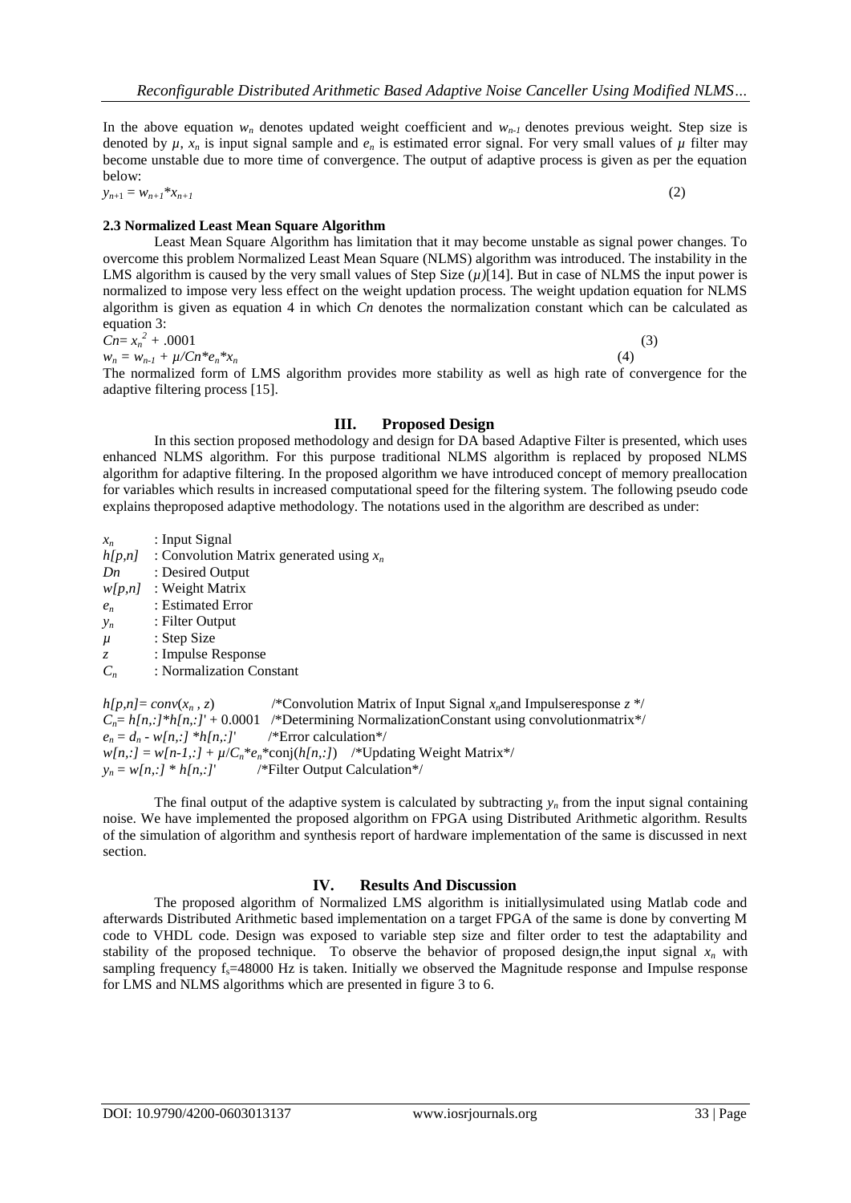In the above equation $w_n$ denotes updated weight coefficient and $w_{n-1}$ denotes previous weight. Step size is denoted by $\mu$, $x_n$ is input signal sample and $e_n$ is estimated error signal. For very small values of $\mu$ filter may become unstable due to more time of convergence. The output of adaptive process is given as per the equation below:

$$y_{n+1} = w_{n+1} * x_{n+1} \quad (2)$$

### 2.3 Normalized Least Mean Square Algorithm

Least Mean Square Algorithm has limitation that it may become unstable as signal power changes. To overcome this problem Normalized Least Mean Square (NLMS) algorithm was introduced. The instability in the LMS algorithm is caused by the very small values of Step Size ($\mu$)[14]. But in case of NLMS the input power is normalized to impose very less effect on the weight updation process. The weight updation equation for NLMS algorithm is given as equation 4 in which $Cn$ denotes the normalization constant which can be calculated as equation 3:

$$Cn = x_n^2 + .0001 \quad (3)$$

$$w_n = w_{n-1} + \mu / Cn * e_n * x_n \quad (4)$$

The normalized form of LMS algorithm provides more stability as well as high rate of convergence for the adaptive filtering process [15].

## III. Proposed Design

In this section proposed methodology and design for DA based Adaptive Filter is presented, which uses enhanced NLMS algorithm. For this purpose traditional NLMS algorithm is replaced by proposed NLMS algorithm for adaptive filtering. In the proposed algorithm we have introduced concept of memory preallocation for variables which results in increased computational speed for the filtering system. The following pseudo code explains theproposed adaptive methodology. The notations used in the algorithm are described as under:

- $x_n$ : Input Signal
- $h[p,n]$ : Convolution Matrix generated using $x_n$
- $Dn$ : Desired Output
- $w[p,n]$ : Weight Matrix
- $e_n$ : Estimated Error
- $y_n$ : Filter Output
- $\mu$ : Step Size
- $z$ : Impulse Response
- $C_n$ : Normalization Constant

$h[p,n] = conv(x_n, z)$ /*Convolution Matrix of Input Signal $x_n$and Impulseresponse $z$ */

$C_n = h[n,:]*h[n,:]' + 0.0001$ /*Determining NormalizationConstant using convolutionmatrix*/

$e_n = d_n - w[n,:] * h[n,:]'$ /*Error calculation*/

$w[n,:] = w[n-1,:] + \mu/C_n * e_n * \mathrm{conj}(h[n,:])$ /*Updating Weight Matrix*/

$y_n = w[n,:] * h[n,:]'$ /*Filter Output Calculation*/

The final output of the adaptive system is calculated by subtracting $y_n$ from the input signal containing noise. We have implemented the proposed algorithm on FPGA using Distributed Arithmetic algorithm. Results of the simulation of algorithm and synthesis report of hardware implementation of the same is discussed in next section.

## IV. Results And Discussion

The proposed algorithm of Normalized LMS algorithm is initiallysimulated using Matlab code and afterwards Distributed Arithmetic based implementation on a target FPGA of the same is done by converting M code to VHDL code. Design was exposed to variable step size and filter order to test the adaptability and stability of the proposed technique. To observe the behavior of proposed design,the input signal $x_n$ with sampling frequency $f_s$=48000 Hz is taken. Initially we observed the Magnitude response and Impulse response for LMS and NLMS algorithms which are presented in figure 3 to 6.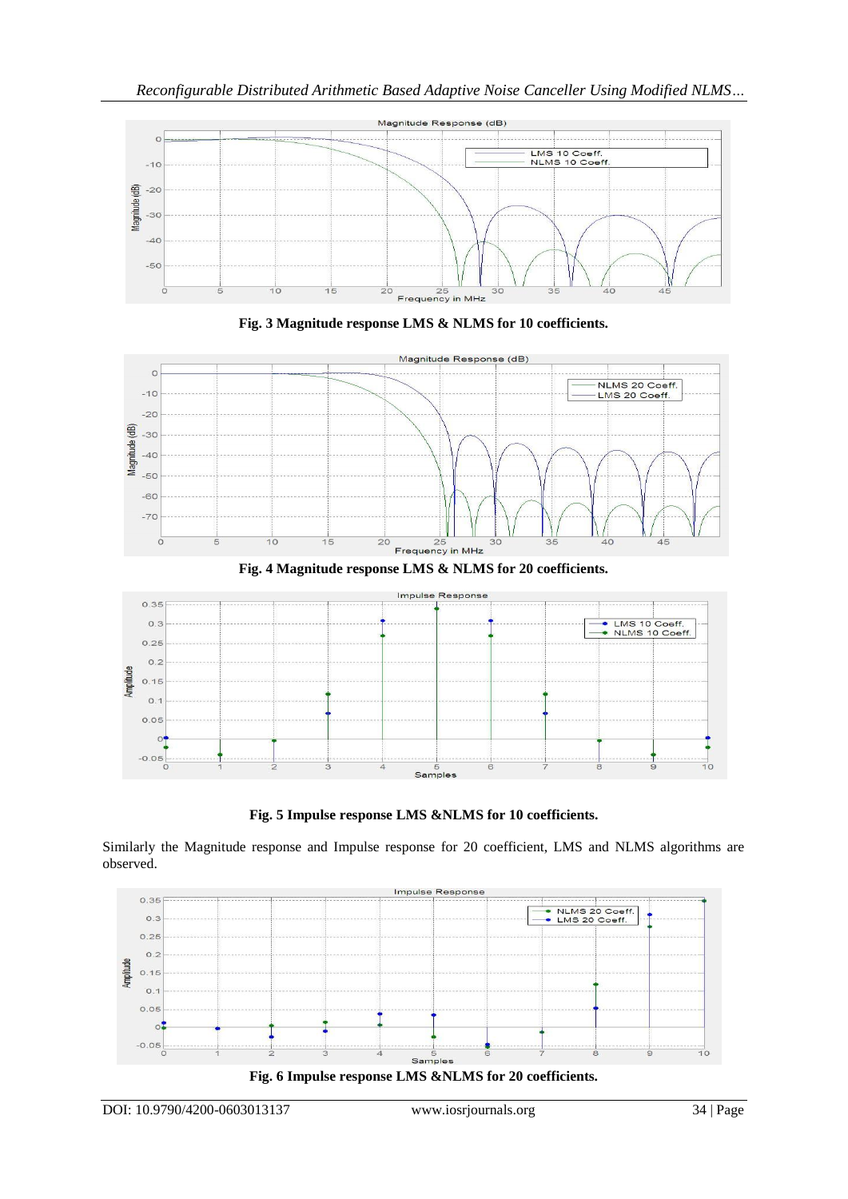**Fig. 3 Magnitude response LMS & NLMS for 10 coefficients.**

**Fig. 4 Magnitude response LMS & NLMS for 20 coefficients.**

**Fig. 5 Impulse response LMS &NLMS for 10 coefficients.**

Similarly the Magnitude response and Impulse response for 20 coefficient, LMS and NLMS algorithms are observed.

**Fig. 6 Impulse response LMS &NLMS for 20 coefficients.**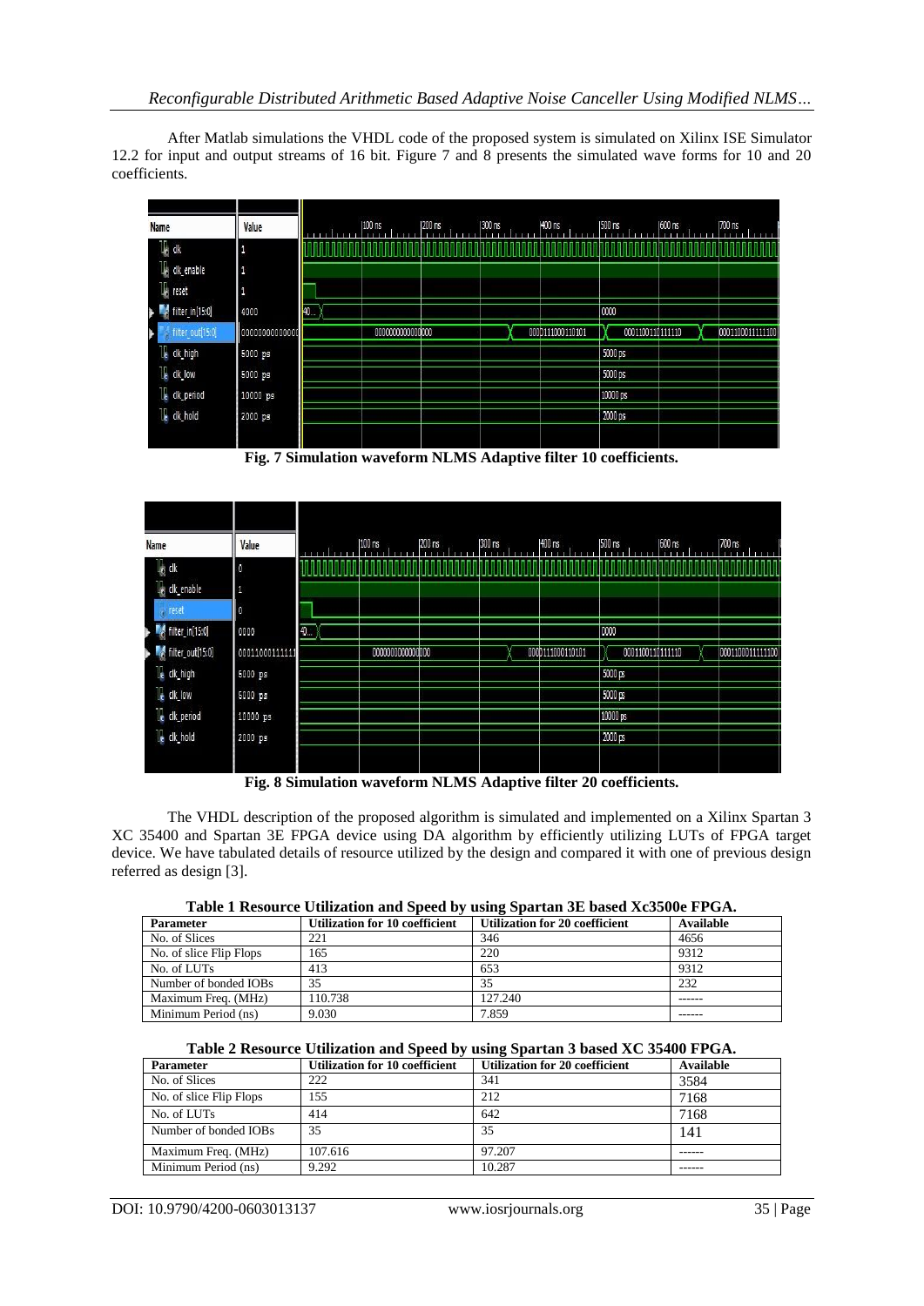After Matlab simulations the VHDL code of the proposed system is simulated on Xilinx ISE Simulator 12.2 for input and output streams of 16 bit. Figure 7 and 8 presents the simulated wave forms for 10 and 20 coefficients.

**Fig. 7 Simulation waveform NLMS Adaptive filter 10 coefficients.**

**Fig. 8 Simulation waveform NLMS Adaptive filter 20 coefficients.**

The VHDL description of the proposed algorithm is simulated and implemented on a Xilinx Spartan 3 XC 35400 and Spartan 3E FPGA device using DA algorithm by efficiently utilizing LUTs of FPGA target device. We have tabulated details of resource utilized by the design and compared it with one of previous design referred as design [3].

**Table 1 Resource Utilization and Speed by using Spartan 3E based Xc3500e FPGA.**

| Parameter | Utilization for 10 coefficient | Utilization for 20 coefficient | Available |
|---|---|---|---|
| No. of Slices | 221 | 346 | 4656 |
| No. of slice Flip Flops | 165 | 220 | 9312 |
| No. of LUTs | 413 | 653 | 9312 |
| Number of bonded IOBs | 35 | 35 | 232 |
| Maximum Freq. (MHz) | 110.738 | 127.240 | ------ |
| Minimum Period (ns) | 9.030 | 7.859 | ------ |

**Table 2 Resource Utilization and Speed by using Spartan 3 based XC 35400 FPGA.**

| Parameter | Utilization for 10 coefficient | Utilization for 20 coefficient | Available |
|---|---|---|---|
| No. of Slices | 222 | 341 | 3584 |
| No. of slice Flip Flops | 155 | 212 | 7168 |
| No. of LUTs | 414 | 642 | 7168 |
| Number of bonded IOBs | 35 | 35 | 141 |
| Maximum Freq. (MHz) | 107.616 | 97.207 | ------ |
| Minimum Period (ns) | 9.292 | 10.287 | ------ |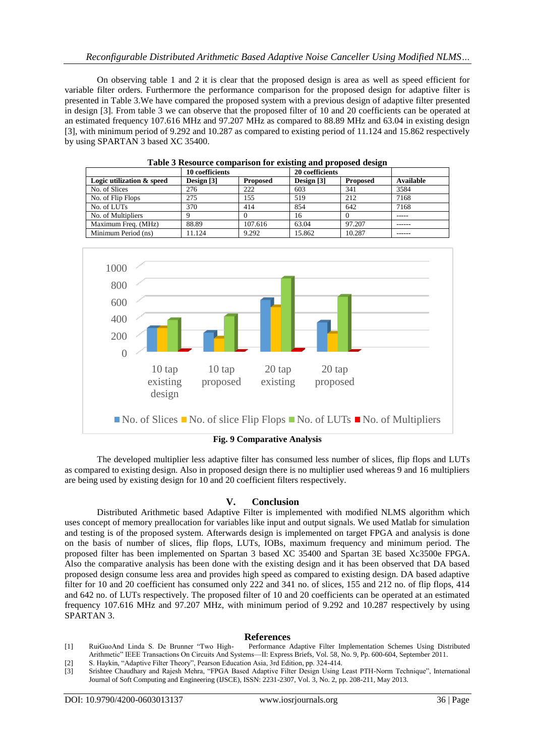On observing table 1 and 2 it is clear that the proposed design is area as well as speed efficient for variable filter orders. Furthermore the performance comparison for the proposed design for adaptive filter is presented in Table 3.We have compared the proposed system with a previous design of adaptive filter presented in design [3]. From table 3 we can observe that the proposed filter of 10 and 20 coefficients can be operated at an estimated frequency 107.616 MHz and 97.207 MHz as compared to 88.89 MHz and 63.04 in existing design [3], with minimum period of 9.292 and 10.287 as compared to existing period of 11.124 and 15.862 respectively by using SPARTAN 3 based XC 35400.

**Table 3 Resource comparison for existing and proposed design**

| | 10 coefficients | | 20 coefficients | | |
|---|---|---|---|---|---|
| **Logic utilization & speed** | **Design [3]** | **Proposed** | **Design [3]** | **Proposed** | **Available** |
| No. of Slices | 276 | 222 | 603 | 341 | 3584 |
| No. of Flip Flops | 275 | 155 | 519 | 212 | 7168 |
| No. of LUTs | 370 | 414 | 854 | 642 | 7168 |
| No. of Multipliers | 9 | 0 | 16 | 0 | ----- |
| Maximum Freq. (MHz) | 88.89 | 107.616 | 63.04 | 97.207 | ------ |
| Minimum Period (ns) | 11.124 | 9.292 | 15.862 | 10.287 | ------ |

**Fig. 9 Comparative Analysis**

The developed multiplier less adaptive filter has consumed less number of slices, flip flops and LUTs as compared to existing design. Also in proposed design there is no multiplier used whereas 9 and 16 multipliers are being used by existing design for 10 and 20 coefficient filters respectively.

## V. Conclusion

Distributed Arithmetic based Adaptive Filter is implemented with modified NLMS algorithm which uses concept of memory preallocation for variables like input and output signals. We used Matlab for simulation and testing is of the proposed system. Afterwards design is implemented on target FPGA and analysis is done on the basis of number of slices, flip flops, LUTs, IOBs, maximum frequency and minimum period. The proposed filter has been implemented on Spartan 3 based XC 35400 and Spartan 3E based Xc3500e FPGA. Also the comparative analysis has been done with the existing design and it has been observed that DA based proposed design consume less area and provides high speed as compared to existing design. DA based adaptive filter for 10 and 20 coefficient has consumed only 222 and 341 no. of slices, 155 and 212 no. of flip flops, 414 and 642 no. of LUTs respectively. The proposed filter of 10 and 20 coefficients can be operated at an estimated frequency 107.616 MHz and 97.207 MHz, with minimum period of 9.292 and 10.287 respectively by using SPARTAN 3.

## References

[1] RuiGuoAnd Linda S. De Brunner "Two High- Performance Adaptive Filter Implementation Schemes Using Distributed Arithmetic" IEEE Transactions On Circuits And Systems—II: Express Briefs, Vol. 58, No. 9, Pp. 600-604, September 2011.

[2] S. Haykin, "Adaptive Filter Theory", Pearson Education Asia, 3rd Edition, pp. 324-414.

[3] Srishtee Chaudhary and Rajesh Mehra, "FPGA Based Adaptive Filter Design Using Least PTH-Norm Technique", International Journal of Soft Computing and Engineering (IJSCE), ISSN: 2231-2307, Vol. 3, No. 2, pp. 208-211, May 2013.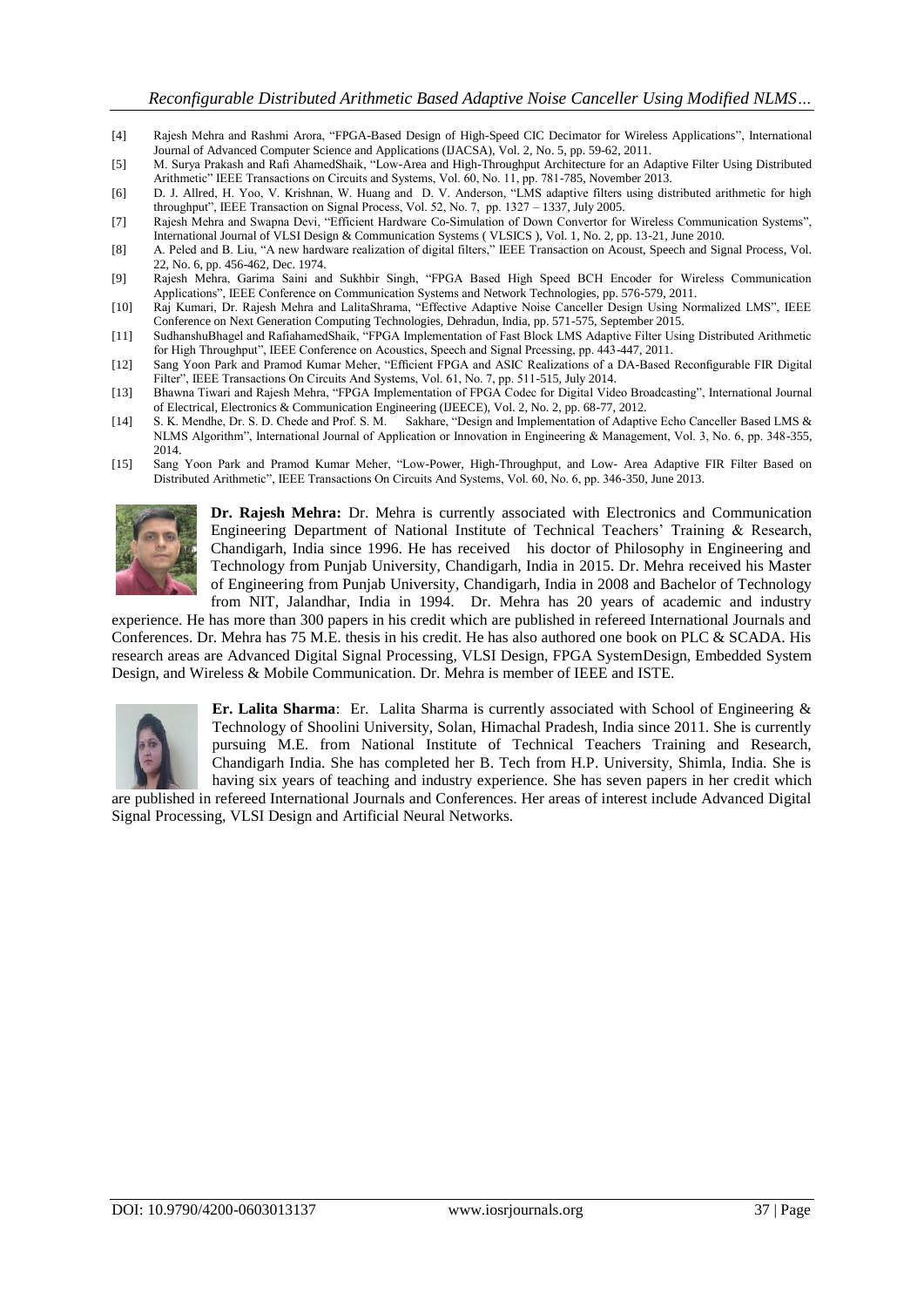[4] Rajesh Mehra and Rashmi Arora, "FPGA-Based Design of High-Speed CIC Decimator for Wireless Applications", International Journal of Advanced Computer Science and Applications (IJACSA), Vol. 2, No. 5, pp. 59-62, 2011.

[5] M. Surya Prakash and Rafi AhamedShaik, "Low-Area and High-Throughput Architecture for an Adaptive Filter Using Distributed Arithmetic" IEEE Transactions on Circuits and Systems, Vol. 60, No. 11, pp. 781-785, November 2013.

[6] D. J. Allred, H. Yoo, V. Krishnan, W. Huang and D. V. Anderson, "LMS adaptive filters using distributed arithmetic for high throughput", IEEE Transaction on Signal Process, Vol. 52, No. 7, pp. 1327 – 1337, July 2005.

[7] Rajesh Mehra and Swapna Devi, "Efficient Hardware Co-Simulation of Down Convertor for Wireless Communication Systems", International Journal of VLSI Design & Communication Systems ( VLSICS ), Vol. 1, No. 2, pp. 13-21, June 2010.

[8] A. Peled and B. Liu, "A new hardware realization of digital filters," IEEE Transaction on Acoust, Speech and Signal Process, Vol. 22, No. 6, pp. 456-462, Dec. 1974.

[9] Rajesh Mehra, Garima Saini and Sukhbir Singh, "FPGA Based High Speed BCH Encoder for Wireless Communication Applications", IEEE Conference on Communication Systems and Network Technologies, pp. 576-579, 2011.

[10] Raj Kumari, Dr. Rajesh Mehra and LalitaShrama, "Effective Adaptive Noise Canceller Design Using Normalized LMS", IEEE Conference on Next Generation Computing Technologies, Dehradun, India, pp. 571-575, September 2015.

[11] SudhanshuBhagel and RafiahamedShaik, "FPGA Implementation of Fast Block LMS Adaptive Filter Using Distributed Arithmetic for High Throughput", IEEE Conference on Acoustics, Speech and Signal Prcessing, pp. 443-447, 2011.

[12] Sang Yoon Park and Pramod Kumar Meher, "Efficient FPGA and ASIC Realizations of a DA-Based Reconfigurable FIR Digital Filter", IEEE Transactions On Circuits And Systems, Vol. 61, No. 7, pp. 511-515, July 2014.

[13] Bhawna Tiwari and Rajesh Mehra, "FPGA Implementation of FPGA Codec for Digital Video Broadcasting", International Journal of Electrical, Electronics & Communication Engineering (IJEECE), Vol. 2, No. 2, pp. 68-77, 2012.

[14] S. K. Mendhe, Dr. S. D. Chede and Prof. S. M. Sakhare, "Design and Implementation of Adaptive Echo Canceller Based LMS & NLMS Algorithm", International Journal of Application or Innovation in Engineering & Management, Vol. 3, No. 6, pp. 348-355, 2014.

[15] Sang Yoon Park and Pramod Kumar Meher, "Low-Power, High-Throughput, and Low- Area Adaptive FIR Filter Based on Distributed Arithmetic", IEEE Transactions On Circuits And Systems, Vol. 60, No. 6, pp. 346-350, June 2013.

**Dr. Rajesh Mehra:** Dr. Mehra is currently associated with Electronics and Communication Engineering Department of National Institute of Technical Teachers' Training & Research, Chandigarh, India since 1996. He has received his doctor of Philosophy in Engineering and Technology from Punjab University, Chandigarh, India in 2015. Dr. Mehra received his Master of Engineering from Punjab University, Chandigarh, India in 2008 and Bachelor of Technology from NIT, Jalandhar, India in 1994. Dr. Mehra has 20 years of academic and industry experience. He has more than 300 papers in his credit which are published in refereed International Journals and Conferences. Dr. Mehra has 75 M.E. thesis in his credit. He has also authored one book on PLC & SCADA. His research areas are Advanced Digital Signal Processing, VLSI Design, FPGA SystemDesign, Embedded System Design, and Wireless & Mobile Communication. Dr. Mehra is member of IEEE and ISTE.

**Er. Lalita Sharma**: Er. Lalita Sharma is currently associated with School of Engineering & Technology of Shoolini University, Solan, Himachal Pradesh, India since 2011. She is currently pursuing M.E. from National Institute of Technical Teachers Training and Research, Chandigarh India. She has completed her B. Tech from H.P. University, Shimla, India. She is having six years of teaching and industry experience. She has seven papers in her credit which are published in refereed International Journals and Conferences. Her areas of interest include Advanced Digital Signal Processing, VLSI Design and Artificial Neural Networks.